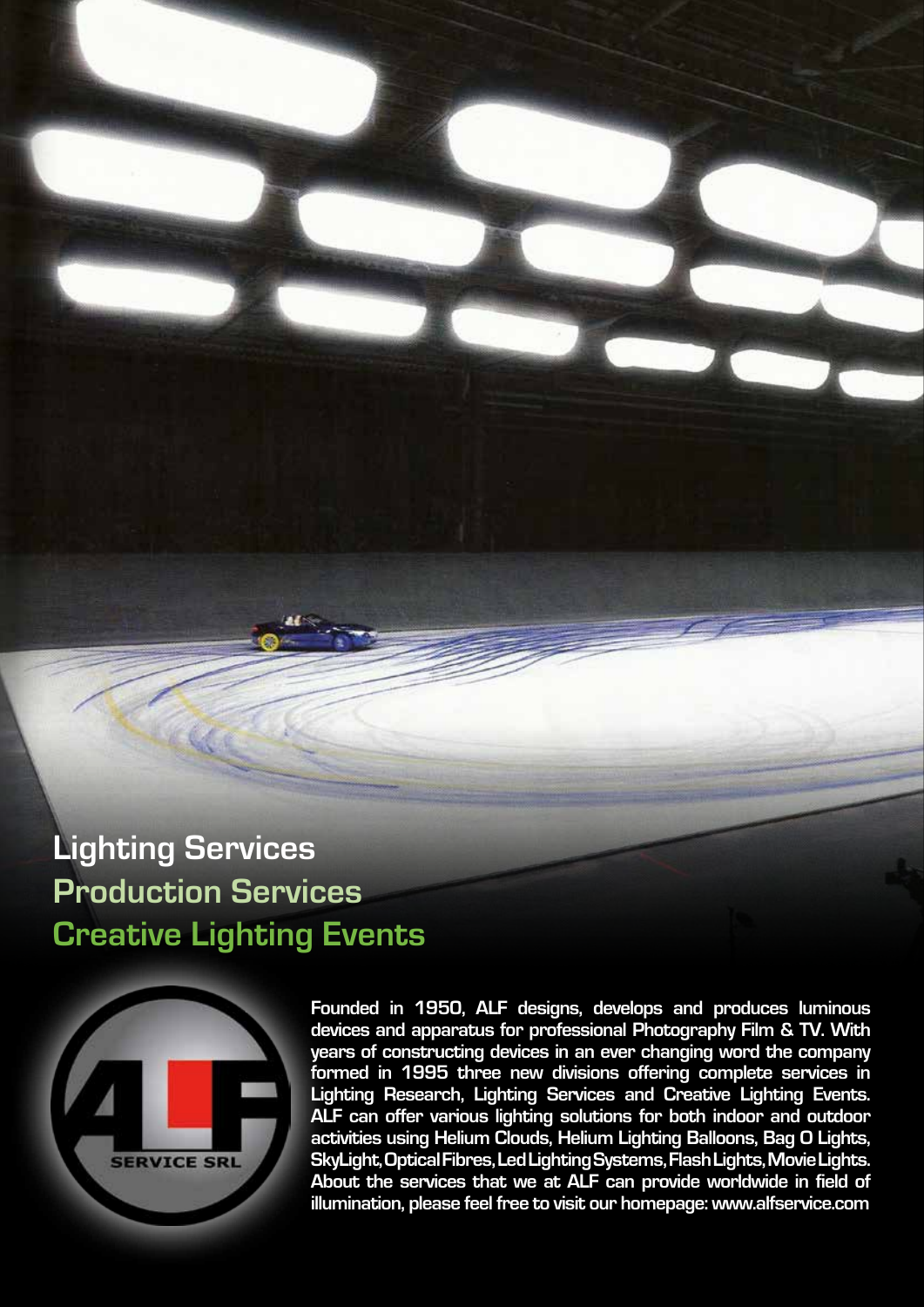## Lighting Services
## Production Services
## Creative Lighting Events

ALF SERVICE SRL

Founded in 1950, ALF designs, develops and produces luminous devices and apparatus for professional Photography Film & TV. With years of constructing devices in an ever changing word the company formed in 1995 three new divisions offering complete services in Lighting Research, Lighting Services and Creative Lighting Events. ALF can offer various lighting solutions for both indoor and outdoor activities using Helium Clouds, Helium Lighting Balloons, Bag O Lights, SkyLight, Optical Fibres, Led Lighting Systems, Flash Lights, Movie Lights. About the services that we at ALF can provide worldwide in field of illumination, please feel free to visit our homepage: www.alfservice.com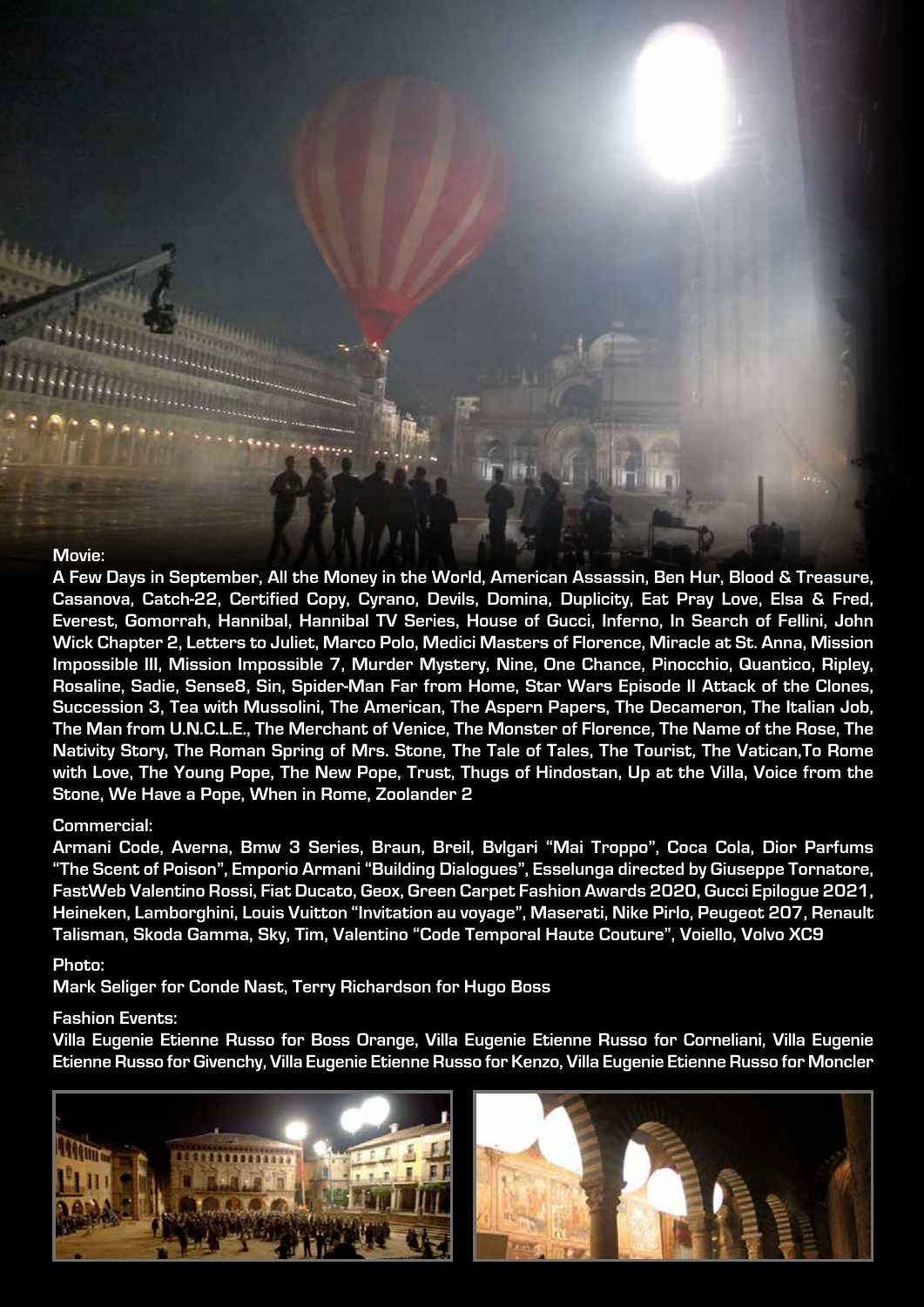**Movie:**

A Few Days in September, All the Money in the World, American Assassin, Ben Hur, Blood & Treasure, Casanova, Catch-22, Certified Copy, Cyrano, Devils, Domina, Duplicity, Eat Pray Love, Elsa & Fred, Everest, Gomorrah, Hannibal, Hannibal TV Series, House of Gucci, Inferno, In Search of Fellini, John Wick Chapter 2, Letters to Juliet, Marco Polo, Medici Masters of Florence, Miracle at St. Anna, Mission Impossible III, Mission Impossible 7, Murder Mystery, Nine, One Chance, Pinocchio, Quantico, Ripley, Rosaline, Sadie, Sense8, Sin, Spider-Man Far from Home, Star Wars Episode II Attack of the Clones, Succession 3, Tea with Mussolini, The American, The Aspern Papers, The Decameron, The Italian Job, The Man from U.N.C.L.E., The Merchant of Venice, The Monster of Florence, The Name of the Rose, The Nativity Story, The Roman Spring of Mrs. Stone, The Tale of Tales, The Tourist, The Vatican,To Rome with Love, The Young Pope, The New Pope, Trust, Thugs of Hindostan, Up at the Villa, Voice from the Stone, We Have a Pope, When in Rome, Zoolander 2

**Commercial:**

Armani Code, Averna, Bmw 3 Series, Braun, Breil, Bvlgari "Mai Troppo", Coca Cola, Dior Parfums "The Scent of Poison", Emporio Armani "Building Dialogues", Esselunga directed by Giuseppe Tornatore, FastWeb Valentino Rossi, Fiat Ducato, Geox, Green Carpet Fashion Awards 2020, Gucci Epilogue 2021, Heineken, Lamborghini, Louis Vuitton "Invitation au voyage", Maserati, Nike Pirlo, Peugeot 207, Renault Talisman, Skoda Gamma, Sky, Tim, Valentino "Code Temporal Haute Couture", Voiello, Volvo XC9

**Photo:**

Mark Seliger for Conde Nast, Terry Richardson for Hugo Boss

**Fashion Events:**

Villa Eugenie Etienne Russo for Boss Orange, Villa Eugenie Etienne Russo for Corneliani, Villa Eugenie Etienne Russo for Givenchy, Villa Eugenie Etienne Russo for Kenzo, Villa Eugenie Etienne Russo for Moncler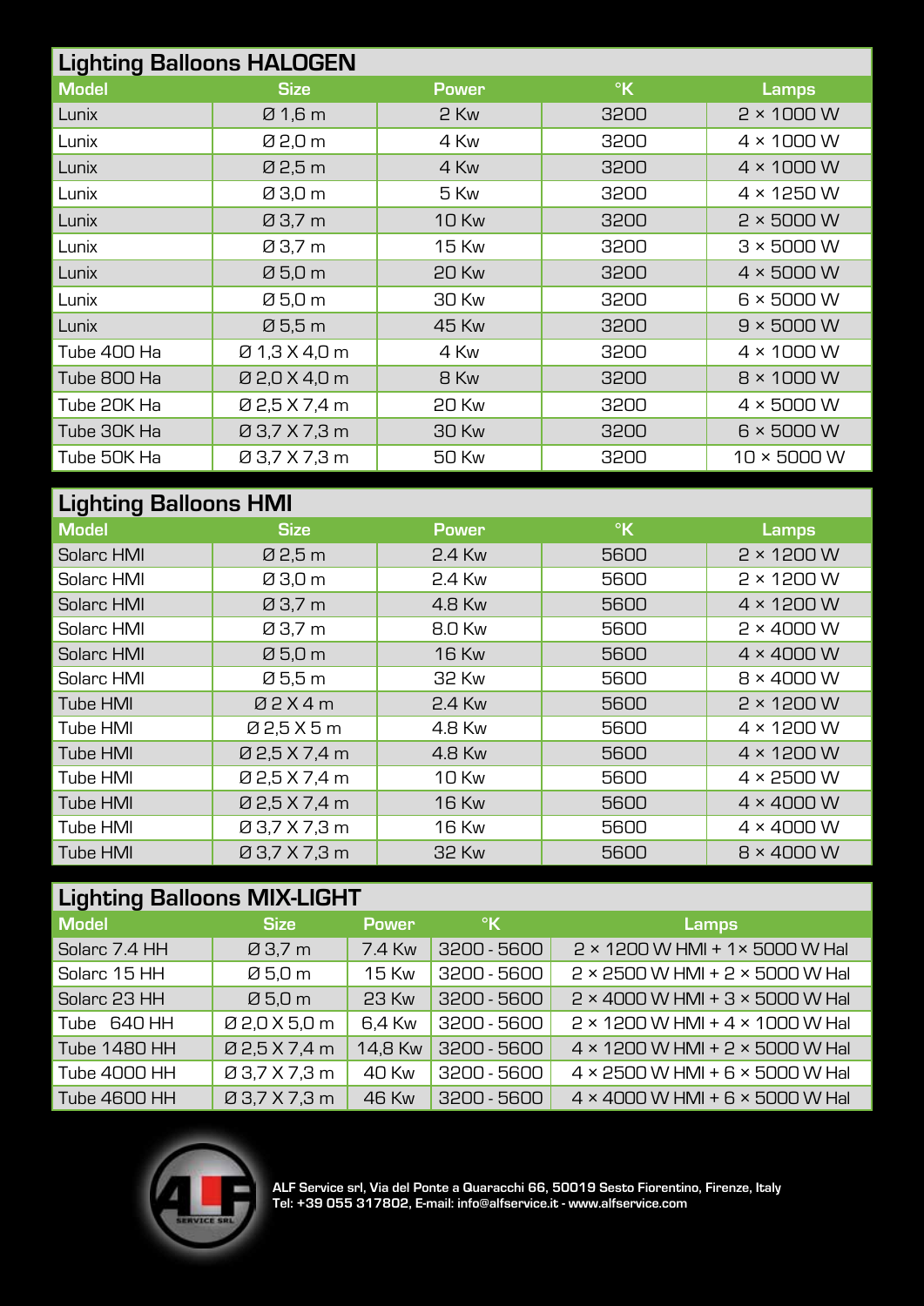## Lighting Balloons HALOGEN

| Model | Size | Power | °K | Lamps |
|---|---|---|---|---|
| Lunix | Ø 1,6 m | 2 Kw | 3200 | 2 × 1000 W |
| Lunix | Ø 2,0 m | 4 Kw | 3200 | 4 × 1000 W |
| Lunix | Ø 2,5 m | 4 Kw | 3200 | 4 × 1000 W |
| Lunix | Ø 3,0 m | 5 Kw | 3200 | 4 × 1250 W |
| Lunix | Ø 3,7 m | 10 Kw | 3200 | 2 × 5000 W |
| Lunix | Ø 3,7 m | 15 Kw | 3200 | 3 × 5000 W |
| Lunix | Ø 5,0 m | 20 Kw | 3200 | 4 × 5000 W |
| Lunix | Ø 5,0 m | 30 Kw | 3200 | 6 × 5000 W |
| Lunix | Ø 5,5 m | 45 Kw | 3200 | 9 × 5000 W |
| Tube 400 Ha | Ø 1,3 X 4,0 m | 4 Kw | 3200 | 4 × 1000 W |
| Tube 800 Ha | Ø 2,0 X 4,0 m | 8 Kw | 3200 | 8 × 1000 W |
| Tube 20K Ha | Ø 2,5 X 7,4 m | 20 Kw | 3200 | 4 × 5000 W |
| Tube 30K Ha | Ø 3,7 X 7,3 m | 30 Kw | 3200 | 6 × 5000 W |
| Tube 50K Ha | Ø 3,7 X 7,3 m | 50 Kw | 3200 | 10 × 5000 W |

## Lighting Balloons HMI

| Model | Size | Power | °K | Lamps |
|---|---|---|---|---|
| Solarc HMI | Ø 2,5 m | 2.4 Kw | 5600 | 2 × 1200 W |
| Solarc HMI | Ø 3,0 m | 2.4 Kw | 5600 | 2 × 1200 W |
| Solarc HMI | Ø 3,7 m | 4.8 Kw | 5600 | 4 × 1200 W |
| Solarc HMI | Ø 3,7 m | 8.0 Kw | 5600 | 2 × 4000 W |
| Solarc HMI | Ø 5,0 m | 16 Kw | 5600 | 4 × 4000 W |
| Solarc HMI | Ø 5,5 m | 32 Kw | 5600 | 8 × 4000 W |
| Tube HMI | Ø 2 X 4 m | 2.4 Kw | 5600 | 2 × 1200 W |
| Tube HMI | Ø 2,5 X 5 m | 4.8 Kw | 5600 | 4 × 1200 W |
| Tube HMI | Ø 2,5 X 7,4 m | 4.8 Kw | 5600 | 4 × 1200 W |
| Tube HMI | Ø 2,5 X 7,4 m | 10 Kw | 5600 | 4 × 2500 W |
| Tube HMI | Ø 2,5 X 7,4 m | 16 Kw | 5600 | 4 × 4000 W |
| Tube HMI | Ø 3,7 X 7,3 m | 16 Kw | 5600 | 4 × 4000 W |
| Tube HMI | Ø 3,7 X 7,3 m | 32 Kw | 5600 | 8 × 4000 W |

## Lighting Balloons MIX-LIGHT

| Model | Size | Power | °K | Lamps |
|---|---|---|---|---|
| Solarc 7.4 HH | Ø 3,7 m | 7.4 Kw | 3200 - 5600 | 2 × 1200 W HMI + 1× 5000 W Hal |
| Solarc 15 HH | Ø 5,0 m | 15 Kw | 3200 - 5600 | 2 × 2500 W HMI + 2 × 5000 W Hal |
| Solarc 23 HH | Ø 5,0 m | 23 Kw | 3200 - 5600 | 2 × 4000 W HMI + 3 × 5000 W Hal |
| Tube 640 HH | Ø 2,0 X 5,0 m | 6,4 Kw | 3200 - 5600 | 2 × 1200 W HMI + 4 × 1000 W Hal |
| Tube 1480 HH | Ø 2,5 X 7,4 m | 14,8 Kw | 3200 - 5600 | 4 × 1200 W HMI + 2 × 5000 W Hal |
| Tube 4000 HH | Ø 3,7 X 7,3 m | 40 Kw | 3200 - 5600 | 4 × 2500 W HMI + 6 × 5000 W Hal |
| Tube 4600 HH | Ø 3,7 X 7,3 m | 46 Kw | 3200 - 5600 | 4 × 4000 W HMI + 6 × 5000 W Hal |

**ALF Service srl, Via del Ponte a Quaracchi 66, 50019 Sesto Fiorentino, Firenze, Italy**
**Tel: +39 055 317802, E-mail: info@alfservice.it - www.alfservice.com**